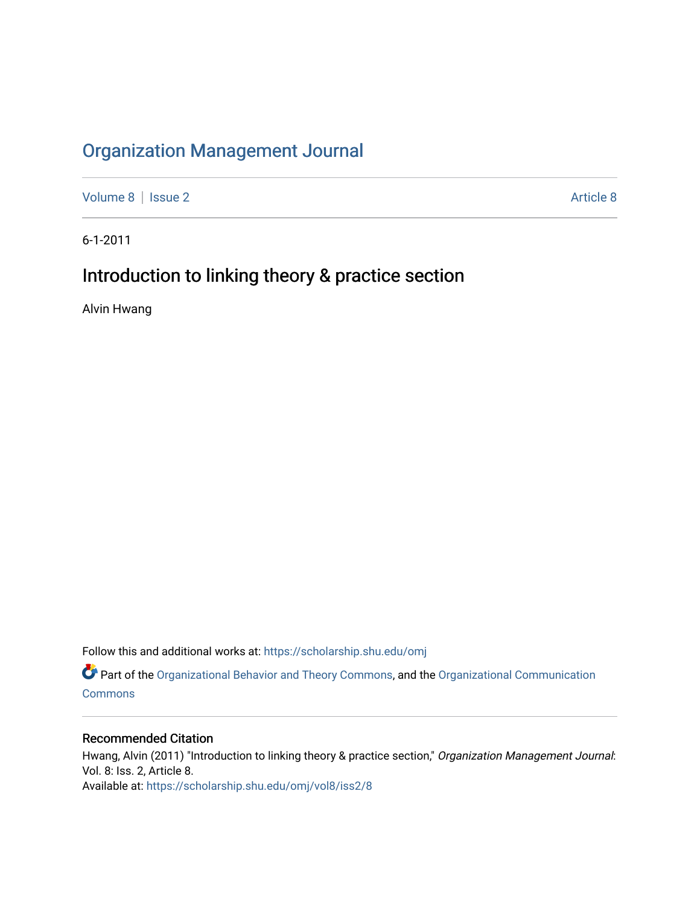# Organization Management Journal

Volume 8 | Issue 2 Article 8

6-1-2011

## Introduction to linking theory & practice section

Alvin Hwang

Follow this and additional works at: https://scholarship.shu.edu/omj

Part of the Organizational Behavior and Theory Commons, and the Organizational Communication Commons

### Recommended Citation

Hwang, Alvin (2011) "Introduction to linking theory & practice section," *Organization Management Journal*: Vol. 8: Iss. 2, Article 8.

Available at: https://scholarship.shu.edu/omj/vol8/iss2/8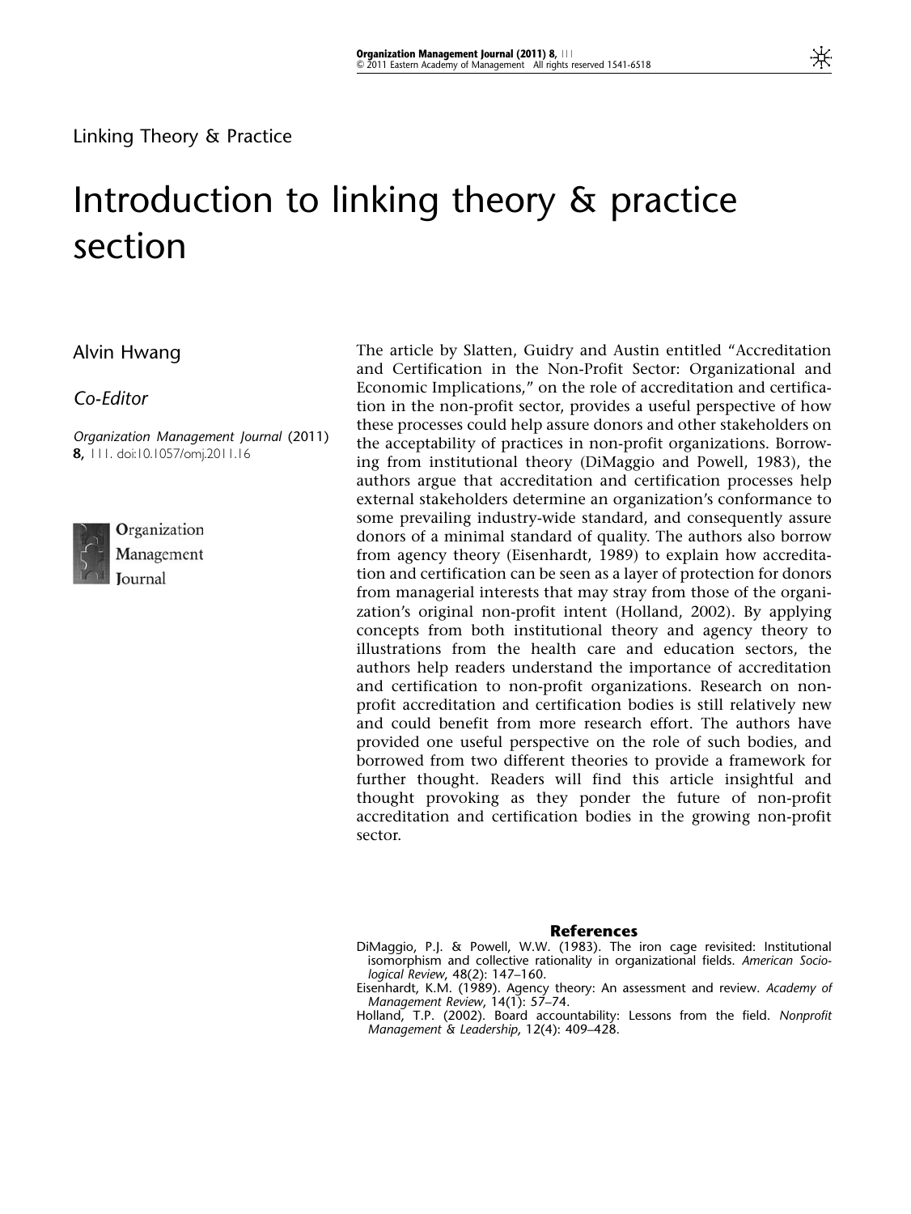Linking Theory & Practice

# Introduction to linking theory & practice section

Alvin Hwang

*Co-Editor*

*Organization Management Journal* (2011) **8,** 111. doi:10.1057/omj.2011.16

The article by Slatten, Guidry and Austin entitled "Accreditation and Certification in the Non-Profit Sector: Organizational and Economic Implications," on the role of accreditation and certification in the non-profit sector, provides a useful perspective of how these processes could help assure donors and other stakeholders on the acceptability of practices in non-profit organizations. Borrowing from institutional theory (DiMaggio and Powell, 1983), the authors argue that accreditation and certification processes help external stakeholders determine an organization's conformance to some prevailing industry-wide standard, and consequently assure donors of a minimal standard of quality. The authors also borrow from agency theory (Eisenhardt, 1989) to explain how accreditation and certification can be seen as a layer of protection for donors from managerial interests that may stray from those of the organization's original non-profit intent (Holland, 2002). By applying concepts from both institutional theory and agency theory to illustrations from the health care and education sectors, the authors help readers understand the importance of accreditation and certification to non-profit organizations. Research on non-profit accreditation and certification bodies is still relatively new and could benefit from more research effort. The authors have provided one useful perspective on the role of such bodies, and borrowed from two different theories to provide a framework for further thought. Readers will find this article insightful and thought provoking as they ponder the future of non-profit accreditation and certification bodies in the growing non-profit sector.

## References

DiMaggio, P.J. & Powell, W.W. (1983). The iron cage revisited: Institutional isomorphism and collective rationality in organizational fields. *American Sociological Review*, 48(2): 147–160.

Eisenhardt, K.M. (1989). Agency theory: An assessment and review. *Academy of Management Review*, 14(1): 57–74.

Holland, T.P. (2002). Board accountability: Lessons from the field. *Nonprofit Management & Leadership*, 12(4): 409–428.